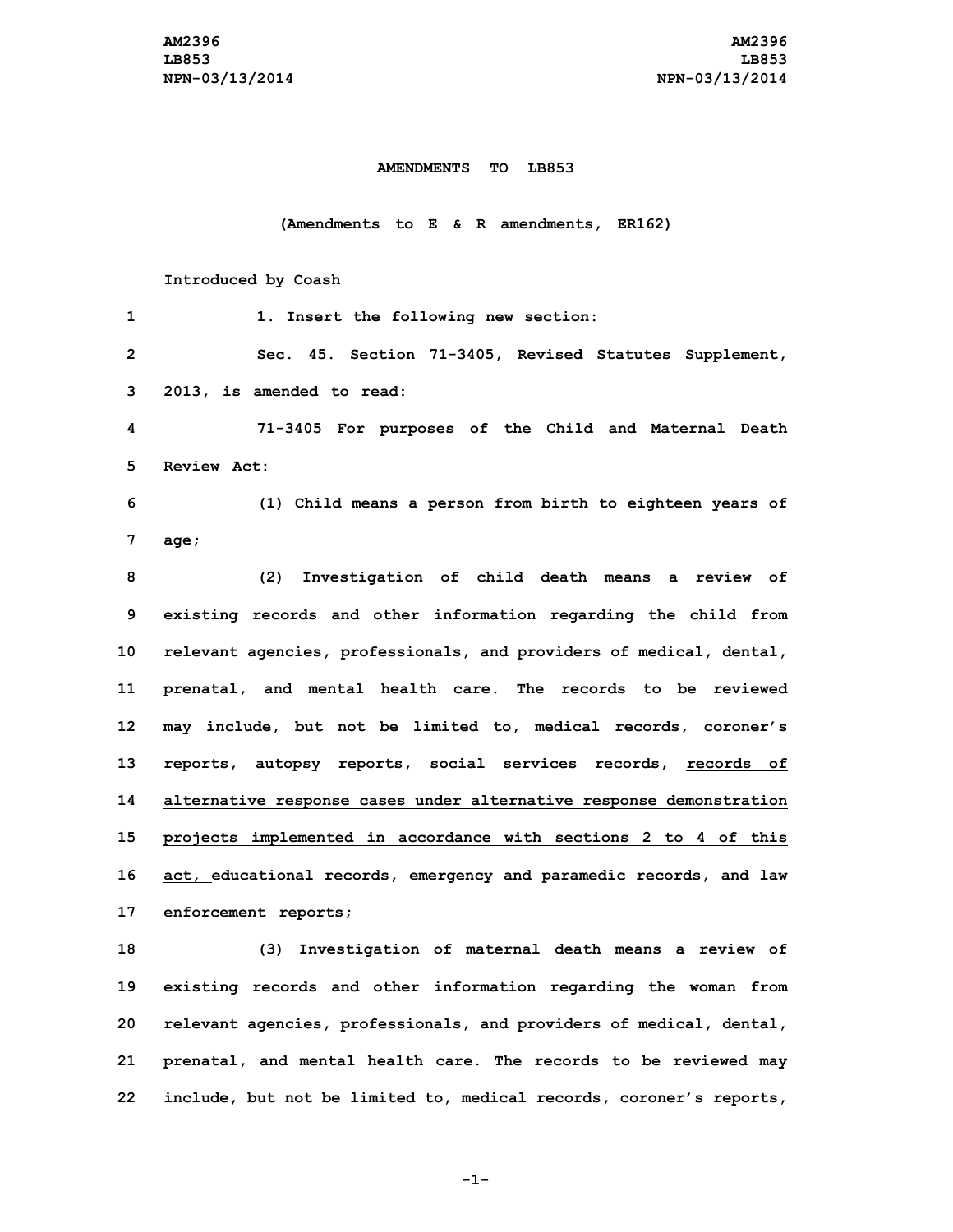AM2396
LB853
NPN-03/13/2014

**AMENDMENTS TO LB853**

**(Amendments to E & R amendments, ER162)**

**Introduced by Coash**

1 1. Insert the following new section:

2 Sec. 45. Section 71-3405, Revised Statutes Supplement,
3 2013, is amended to read:

4 71-3405 For purposes of the Child and Maternal Death
5 Review Act:

6 (1) Child means a person from birth to eighteen years of
7 age;

8 (2) Investigation of child death means a review of
9 existing records and other information regarding the child from
10 relevant agencies, professionals, and providers of medical, dental,
11 prenatal, and mental health care. The records to be reviewed
12 may include, but not be limited to, medical records, coroner's
13 reports, autopsy reports, social services records, <u>records of</u>
14 <u>alternative response cases under alternative response demonstration</u>
15 <u>projects implemented in accordance with sections 2 to 4 of this</u>
16 <u>act,</u> educational records, emergency and paramedic records, and law
17 enforcement reports;

18 (3) Investigation of maternal death means a review of
19 existing records and other information regarding the woman from
20 relevant agencies, professionals, and providers of medical, dental,
21 prenatal, and mental health care. The records to be reviewed may
22 include, but not be limited to, medical records, coroner's reports,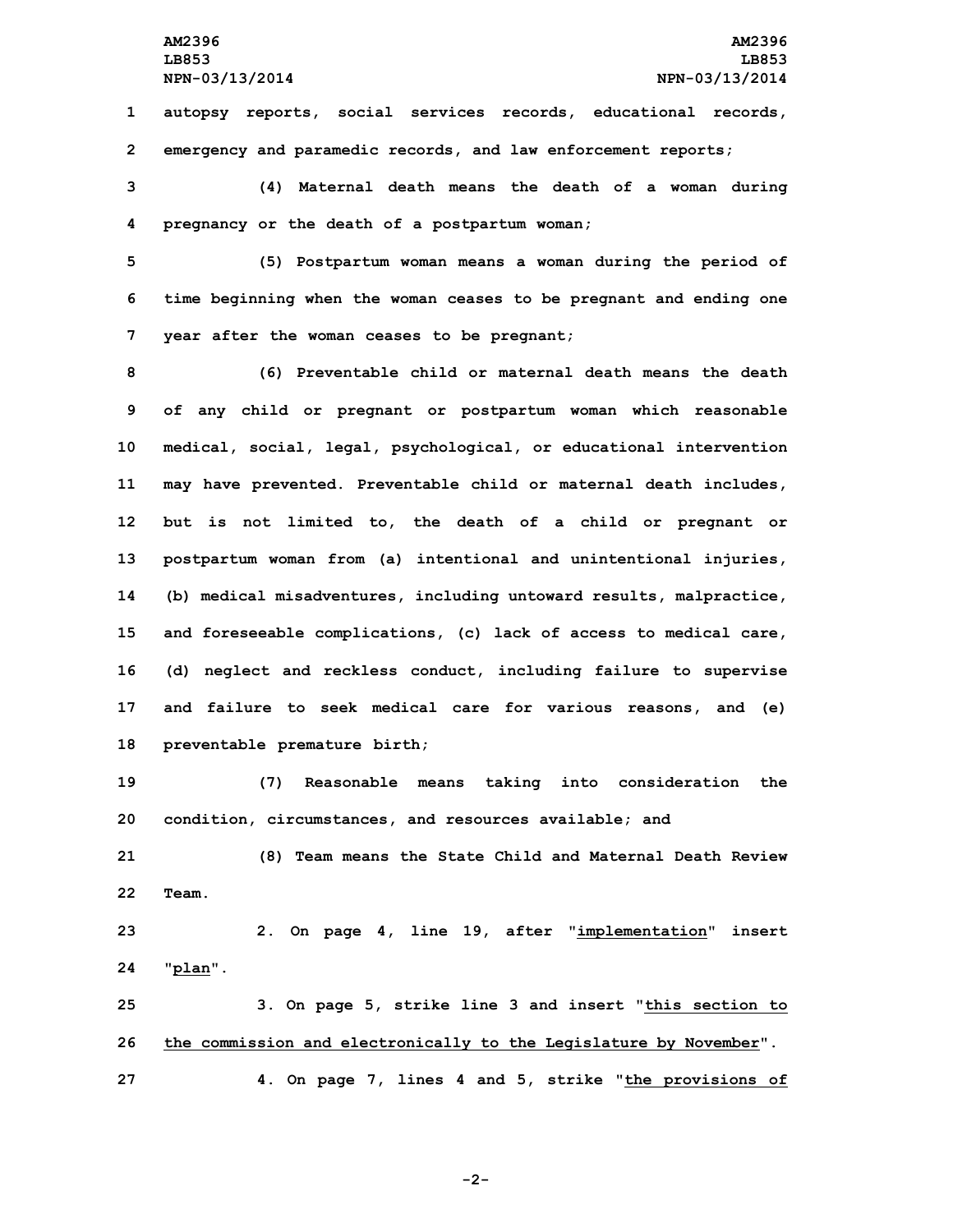autopsy reports, social services records, educational records, emergency and paramedic records, and law enforcement reports;

(4) Maternal death means the death of a woman during pregnancy or the death of a postpartum woman;

(5) Postpartum woman means a woman during the period of time beginning when the woman ceases to be pregnant and ending one year after the woman ceases to be pregnant;

(6) Preventable child or maternal death means the death of any child or pregnant or postpartum woman which reasonable medical, social, legal, psychological, or educational intervention may have prevented. Preventable child or maternal death includes, but is not limited to, the death of a child or pregnant or postpartum woman from (a) intentional and unintentional injuries, (b) medical misadventures, including untoward results, malpractice, and foreseeable complications, (c) lack of access to medical care, (d) neglect and reckless conduct, including failure to supervise and failure to seek medical care for various reasons, and (e) preventable premature birth;

(7) Reasonable means taking into consideration the condition, circumstances, and resources available; and

(8) Team means the State Child and Maternal Death Review Team.

2. On page 4, line 19, after "implementation" insert "plan".

3. On page 5, strike line 3 and insert "this section to the commission and electronically to the Legislature by November".

4. On page 7, lines 4 and 5, strike "the provisions of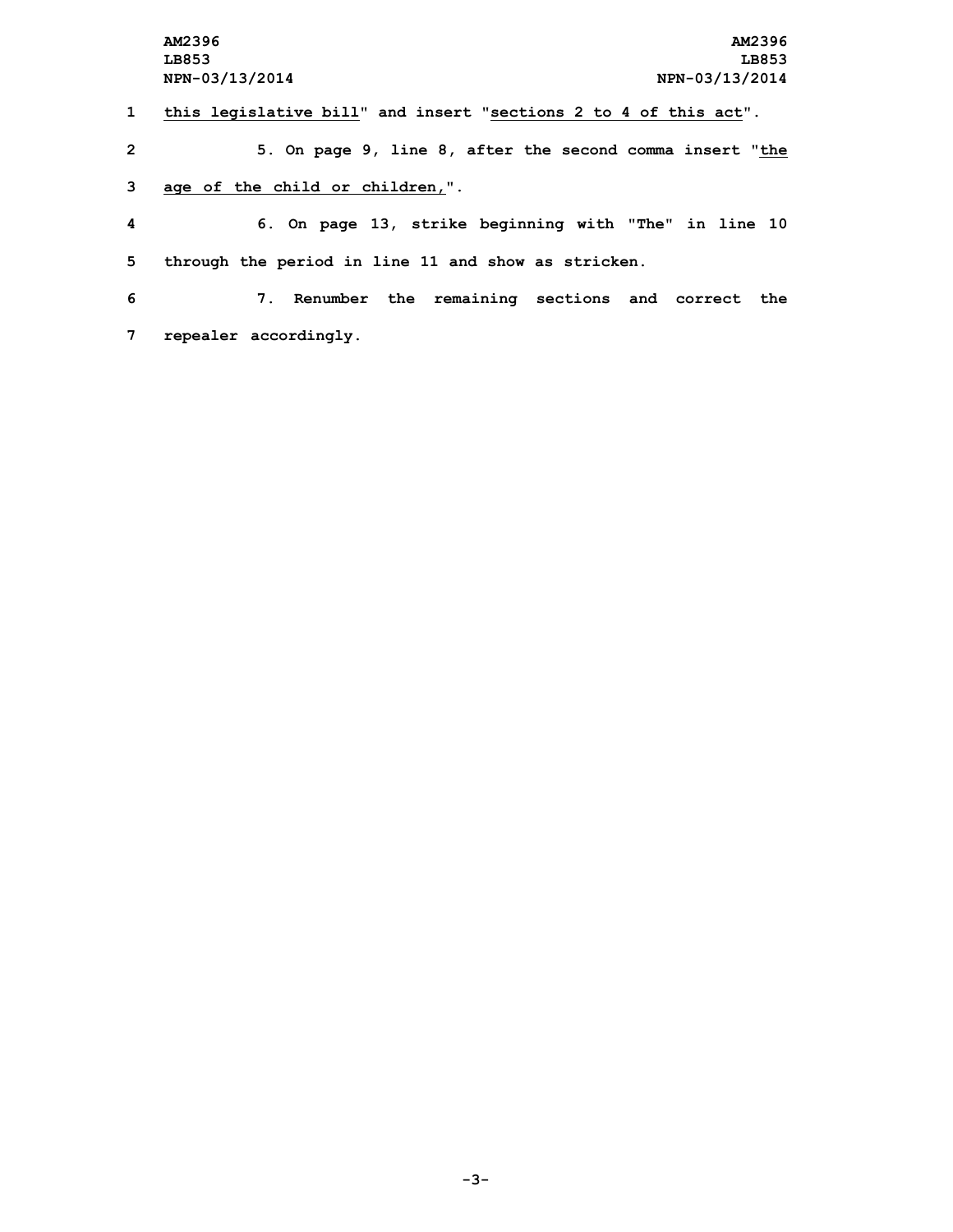this legislative bill" and insert "sections 2 to 4 of this act".

5. On page 9, line 8, after the second comma insert "the age of the child or children,".

6. On page 13, strike beginning with "The" in line 10 through the period in line 11 and show as stricken.

7. Renumber the remaining sections and correct the repealer accordingly.